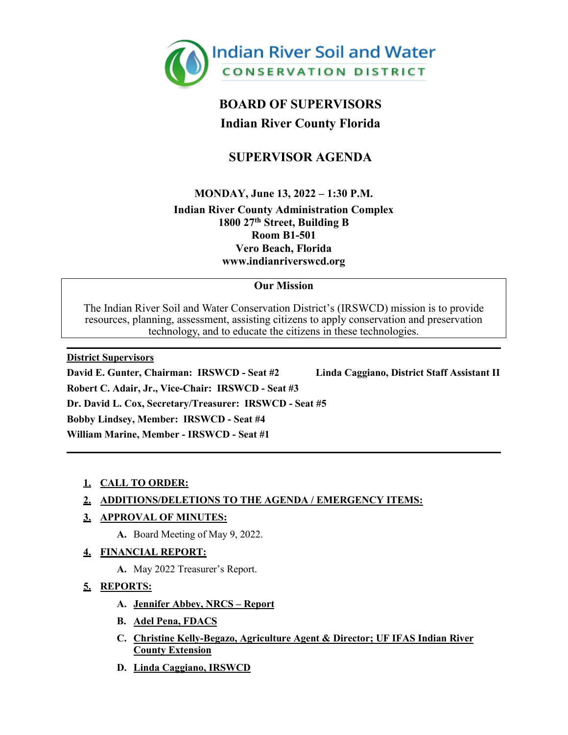Indian River Soil and Water
CONSERVATION DISTRICT

# BOARD OF SUPERVISORS

## Indian River County Florida

## SUPERVISOR AGENDA

**MONDAY, June 13, 2022 – 1:30 P.M.**
**Indian River County Administration Complex**
**1800 27th Street, Building B**
**Room B1-501**
**Vero Beach, Florida**
**www.indianriverswcd.org**

**Our Mission**

The Indian River Soil and Water Conservation District's (IRSWCD) mission is to provide resources, planning, assessment, assisting citizens to apply conservation and preservation technology, and to educate the citizens in these technologies.

---

**District Supervisors**

**David E. Gunter, Chairman: IRSWCD - Seat #2**
**Robert C. Adair, Jr., Vice-Chair: IRSWCD - Seat #3**
**Dr. David L. Cox, Secretary/Treasurer: IRSWCD - Seat #5**
**Bobby Lindsey, Member: IRSWCD - Seat #4**
**William Marine, Member - IRSWCD - Seat #1**

**Linda Caggiano, District Staff Assistant II**

---

1. **CALL TO ORDER:**
2. **ADDITIONS/DELETIONS TO THE AGENDA / EMERGENCY ITEMS:**
3. **APPROVAL OF MINUTES:**
   - **A.** Board Meeting of May 9, 2022.
4. **FINANCIAL REPORT:**
   - **A.** May 2022 Treasurer's Report.
5. **REPORTS:**
   - **A.** **Jennifer Abbey, NRCS – Report**
   - **B.** **Adel Pena, FDACS**
   - **C.** **Christine Kelly-Begazo, Agriculture Agent & Director; UF IFAS Indian River County Extension**
   - **D.** **Linda Caggiano, IRSWCD**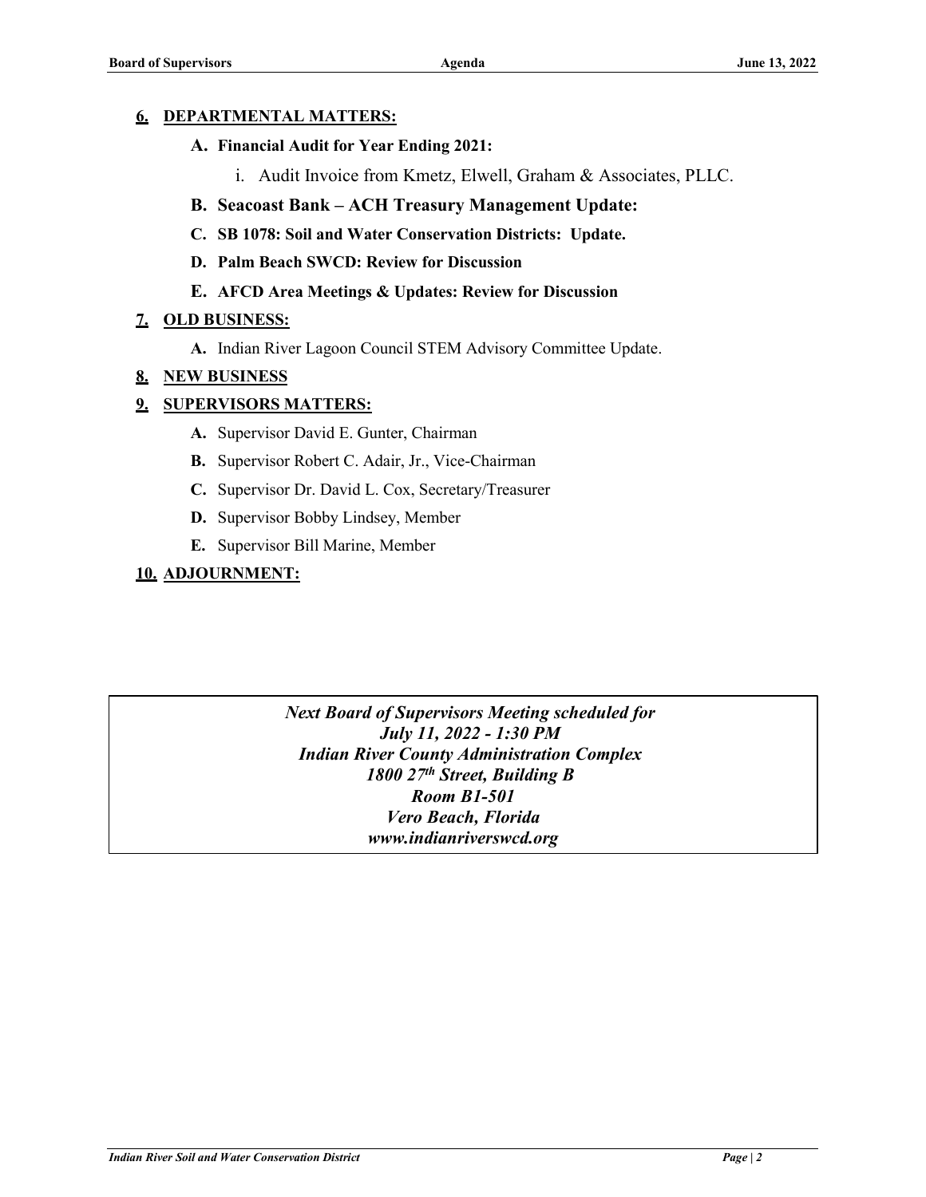## 6. DEPARTMENTAL MATTERS:

**A. Financial Audit for Year Ending 2021:**

i. Audit Invoice from Kmetz, Elwell, Graham & Associates, PLLC.

**B. Seacoast Bank – ACH Treasury Management Update:**

**C. SB 1078: Soil and Water Conservation Districts: Update.**

**D. Palm Beach SWCD: Review for Discussion**

**E. AFCD Area Meetings & Updates: Review for Discussion**

## 7. OLD BUSINESS:

**A.** Indian River Lagoon Council STEM Advisory Committee Update.

## 8. NEW BUSINESS

## 9. SUPERVISORS MATTERS:

**A.** Supervisor David E. Gunter, Chairman

**B.** Supervisor Robert C. Adair, Jr., Vice-Chairman

**C.** Supervisor Dr. David L. Cox, Secretary/Treasurer

**D.** Supervisor Bobby Lindsey, Member

**E.** Supervisor Bill Marine, Member

## 10. ADJOURNMENT:

***Next Board of Supervisors Meeting scheduled for***
***July 11, 2022 - 1:30 PM***
***Indian River County Administration Complex***
***1800 27th Street, Building B***
***Room B1-501***
***Vero Beach, Florida***
***www.indianriverswcd.org***